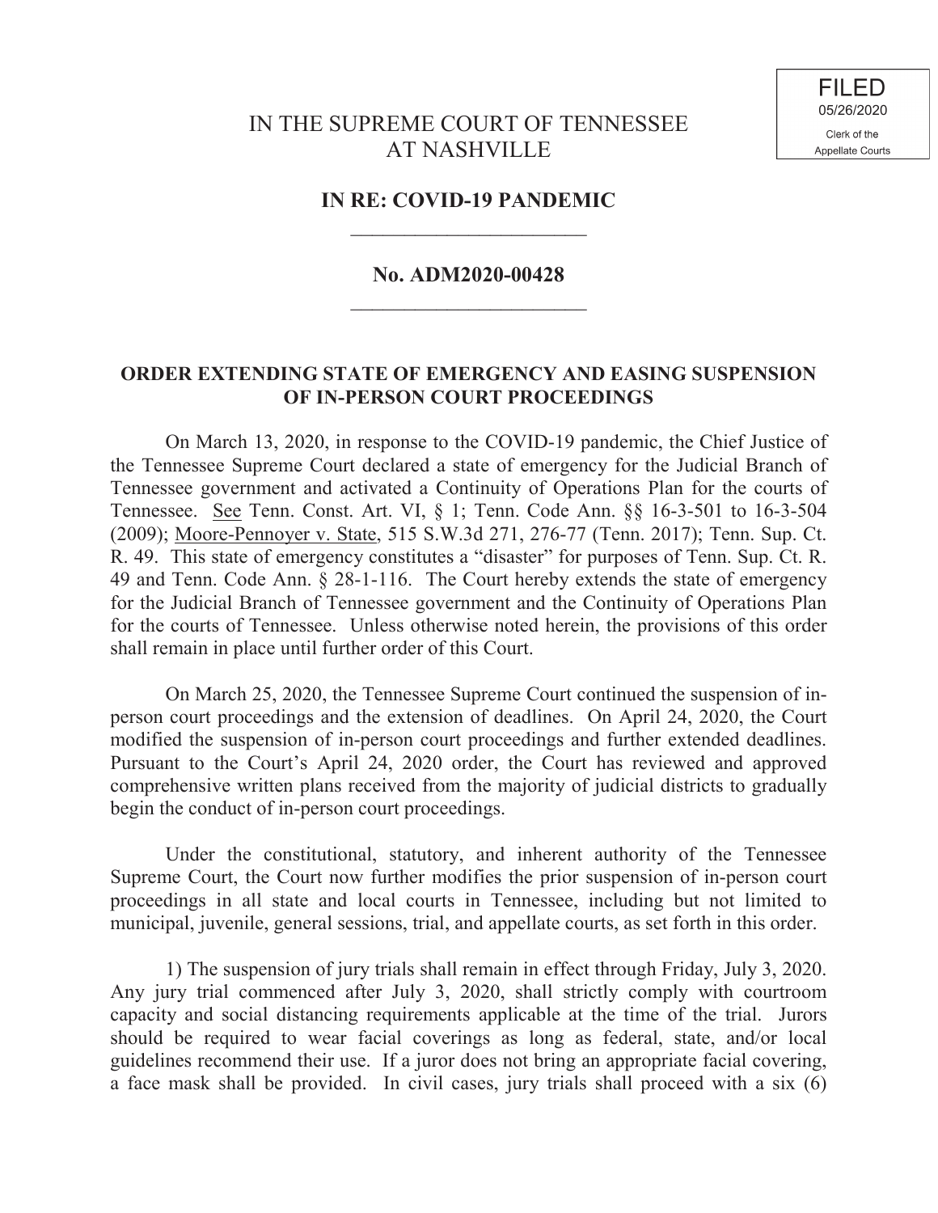FILED
05/26/2020
Clerk of the
Appellate Courts

# IN THE SUPREME COURT OF TENNESSEE AT NASHVILLE

## IN RE: COVID-19 PANDEMIC

---

## No. ADM2020-00428

---

### ORDER EXTENDING STATE OF EMERGENCY AND EASING SUSPENSION OF IN-PERSON COURT PROCEEDINGS

On March 13, 2020, in response to the COVID-19 pandemic, the Chief Justice of the Tennessee Supreme Court declared a state of emergency for the Judicial Branch of Tennessee government and activated a Continuity of Operations Plan for the courts of Tennessee. See Tenn. Const. Art. VI, § 1; Tenn. Code Ann. §§ 16-3-501 to 16-3-504 (2009); Moore-Pennoyer v. State, 515 S.W.3d 271, 276-77 (Tenn. 2017); Tenn. Sup. Ct. R. 49. This state of emergency constitutes a "disaster" for purposes of Tenn. Sup. Ct. R. 49 and Tenn. Code Ann. § 28-1-116. The Court hereby extends the state of emergency for the Judicial Branch of Tennessee government and the Continuity of Operations Plan for the courts of Tennessee. Unless otherwise noted herein, the provisions of this order shall remain in place until further order of this Court.

On March 25, 2020, the Tennessee Supreme Court continued the suspension of in-person court proceedings and the extension of deadlines. On April 24, 2020, the Court modified the suspension of in-person court proceedings and further extended deadlines. Pursuant to the Court's April 24, 2020 order, the Court has reviewed and approved comprehensive written plans received from the majority of judicial districts to gradually begin the conduct of in-person court proceedings.

Under the constitutional, statutory, and inherent authority of the Tennessee Supreme Court, the Court now further modifies the prior suspension of in-person court proceedings in all state and local courts in Tennessee, including but not limited to municipal, juvenile, general sessions, trial, and appellate courts, as set forth in this order.

1) The suspension of jury trials shall remain in effect through Friday, July 3, 2020. Any jury trial commenced after July 3, 2020, shall strictly comply with courtroom capacity and social distancing requirements applicable at the time of the trial. Jurors should be required to wear facial coverings as long as federal, state, and/or local guidelines recommend their use. If a juror does not bring an appropriate facial covering, a face mask shall be provided. In civil cases, jury trials shall proceed with a six (6)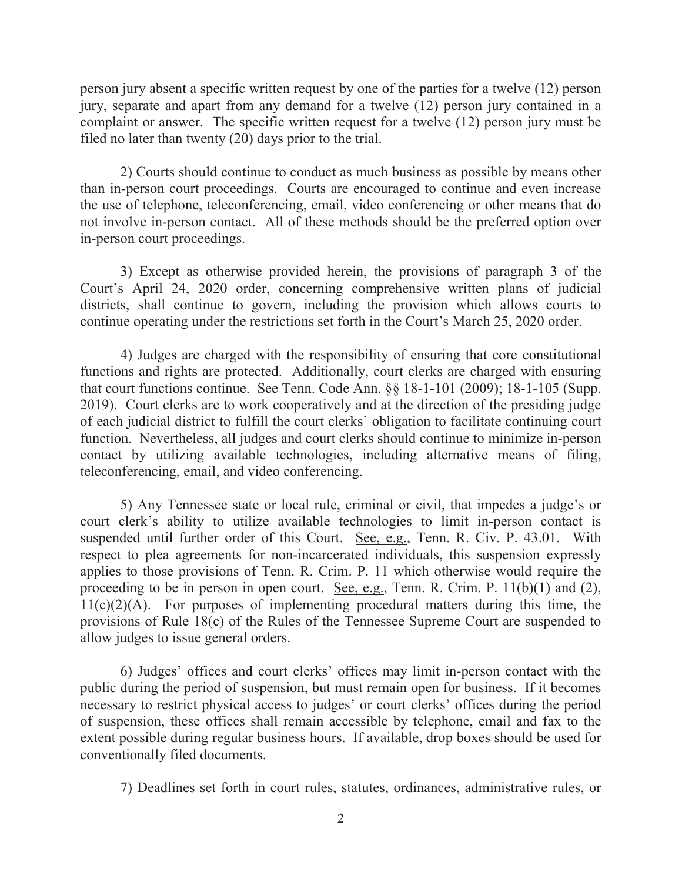person jury absent a specific written request by one of the parties for a twelve (12) person jury, separate and apart from any demand for a twelve (12) person jury contained in a complaint or answer. The specific written request for a twelve (12) person jury must be filed no later than twenty (20) days prior to the trial.

2) Courts should continue to conduct as much business as possible by means other than in-person court proceedings. Courts are encouraged to continue and even increase the use of telephone, teleconferencing, email, video conferencing or other means that do not involve in-person contact. All of these methods should be the preferred option over in-person court proceedings.

3) Except as otherwise provided herein, the provisions of paragraph 3 of the Court's April 24, 2020 order, concerning comprehensive written plans of judicial districts, shall continue to govern, including the provision which allows courts to continue operating under the restrictions set forth in the Court's March 25, 2020 order.

4) Judges are charged with the responsibility of ensuring that core constitutional functions and rights are protected. Additionally, court clerks are charged with ensuring that court functions continue. See Tenn. Code Ann. §§ 18-1-101 (2009); 18-1-105 (Supp. 2019). Court clerks are to work cooperatively and at the direction of the presiding judge of each judicial district to fulfill the court clerks' obligation to facilitate continuing court function. Nevertheless, all judges and court clerks should continue to minimize in-person contact by utilizing available technologies, including alternative means of filing, teleconferencing, email, and video conferencing.

5) Any Tennessee state or local rule, criminal or civil, that impedes a judge's or court clerk's ability to utilize available technologies to limit in-person contact is suspended until further order of this Court. See, e.g., Tenn. R. Civ. P. 43.01. With respect to plea agreements for non-incarcerated individuals, this suspension expressly applies to those provisions of Tenn. R. Crim. P. 11 which otherwise would require the proceeding to be in person in open court. See, e.g., Tenn. R. Crim. P. 11(b)(1) and (2), 11(c)(2)(A). For purposes of implementing procedural matters during this time, the provisions of Rule 18(c) of the Rules of the Tennessee Supreme Court are suspended to allow judges to issue general orders.

6) Judges' offices and court clerks' offices may limit in-person contact with the public during the period of suspension, but must remain open for business. If it becomes necessary to restrict physical access to judges' or court clerks' offices during the period of suspension, these offices shall remain accessible by telephone, email and fax to the extent possible during regular business hours. If available, drop boxes should be used for conventionally filed documents.

7) Deadlines set forth in court rules, statutes, ordinances, administrative rules, or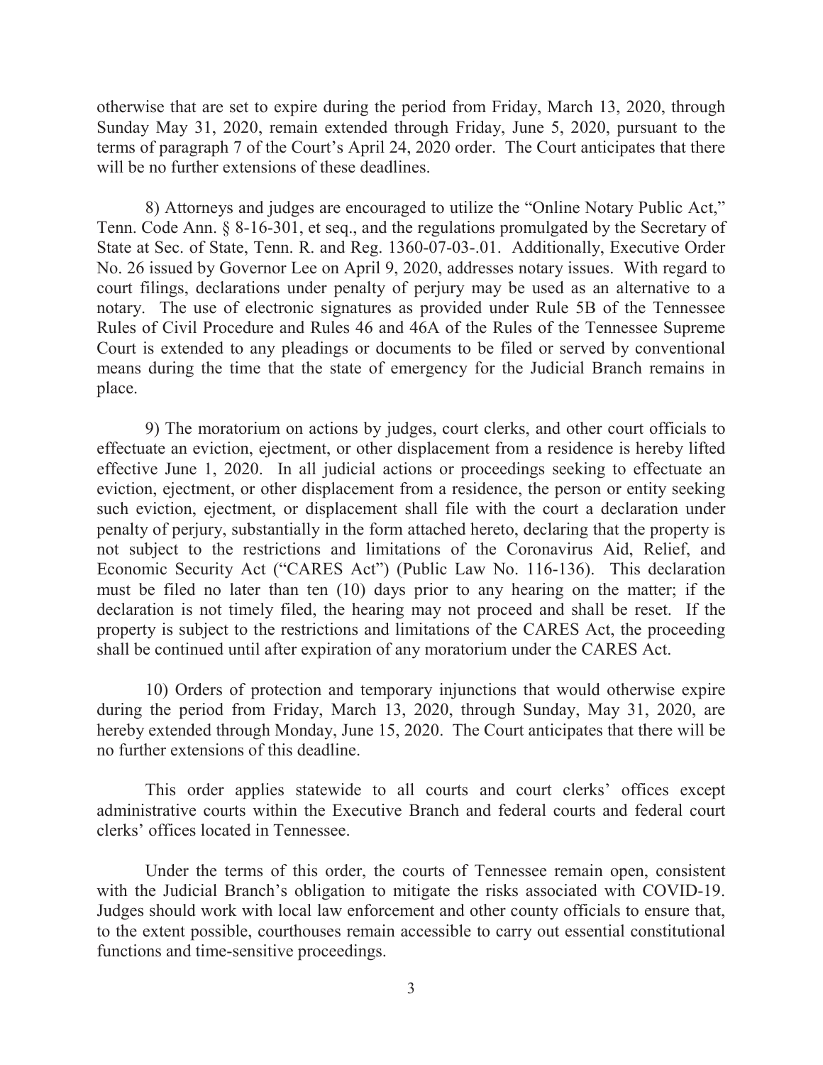otherwise that are set to expire during the period from Friday, March 13, 2020, through Sunday May 31, 2020, remain extended through Friday, June 5, 2020, pursuant to the terms of paragraph 7 of the Court's April 24, 2020 order. The Court anticipates that there will be no further extensions of these deadlines.

8) Attorneys and judges are encouraged to utilize the "Online Notary Public Act," Tenn. Code Ann. § 8-16-301, et seq., and the regulations promulgated by the Secretary of State at Sec. of State, Tenn. R. and Reg. 1360-07-03-.01. Additionally, Executive Order No. 26 issued by Governor Lee on April 9, 2020, addresses notary issues. With regard to court filings, declarations under penalty of perjury may be used as an alternative to a notary. The use of electronic signatures as provided under Rule 5B of the Tennessee Rules of Civil Procedure and Rules 46 and 46A of the Rules of the Tennessee Supreme Court is extended to any pleadings or documents to be filed or served by conventional means during the time that the state of emergency for the Judicial Branch remains in place.

9) The moratorium on actions by judges, court clerks, and other court officials to effectuate an eviction, ejectment, or other displacement from a residence is hereby lifted effective June 1, 2020. In all judicial actions or proceedings seeking to effectuate an eviction, ejectment, or other displacement from a residence, the person or entity seeking such eviction, ejectment, or displacement shall file with the court a declaration under penalty of perjury, substantially in the form attached hereto, declaring that the property is not subject to the restrictions and limitations of the Coronavirus Aid, Relief, and Economic Security Act ("CARES Act") (Public Law No. 116-136). This declaration must be filed no later than ten (10) days prior to any hearing on the matter; if the declaration is not timely filed, the hearing may not proceed and shall be reset. If the property is subject to the restrictions and limitations of the CARES Act, the proceeding shall be continued until after expiration of any moratorium under the CARES Act.

10) Orders of protection and temporary injunctions that would otherwise expire during the period from Friday, March 13, 2020, through Sunday, May 31, 2020, are hereby extended through Monday, June 15, 2020. The Court anticipates that there will be no further extensions of this deadline.

This order applies statewide to all courts and court clerks' offices except administrative courts within the Executive Branch and federal courts and federal court clerks' offices located in Tennessee.

Under the terms of this order, the courts of Tennessee remain open, consistent with the Judicial Branch's obligation to mitigate the risks associated with COVID-19. Judges should work with local law enforcement and other county officials to ensure that, to the extent possible, courthouses remain accessible to carry out essential constitutional functions and time-sensitive proceedings.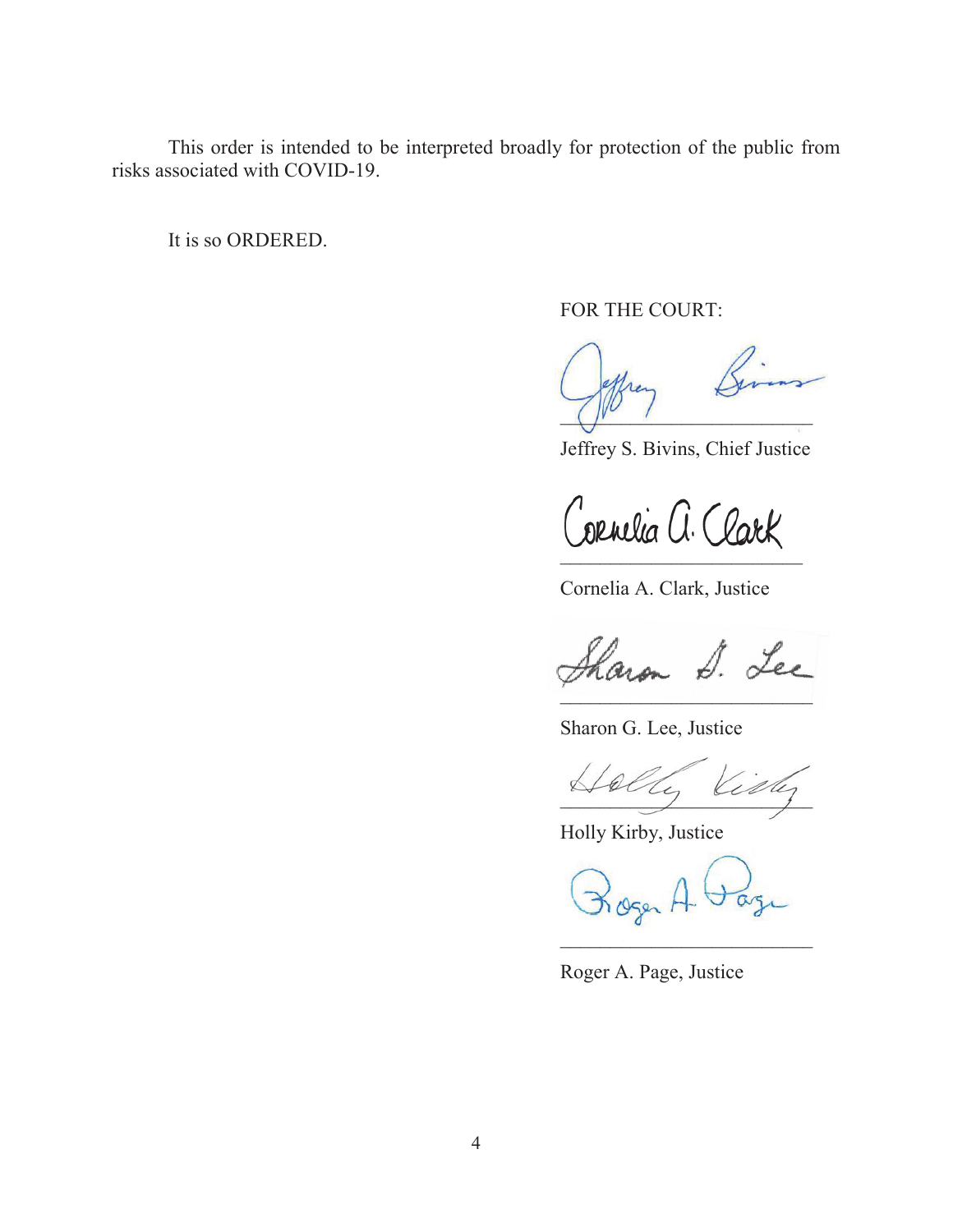This order is intended to be interpreted broadly for protection of the public from risks associated with COVID-19.

It is so ORDERED.

FOR THE COURT:

Jeffrey S. Bivins, Chief Justice

Cornelia A. Clark, Justice

Sharon G. Lee, Justice

Holly Kirby, Justice

Roger A. Page, Justice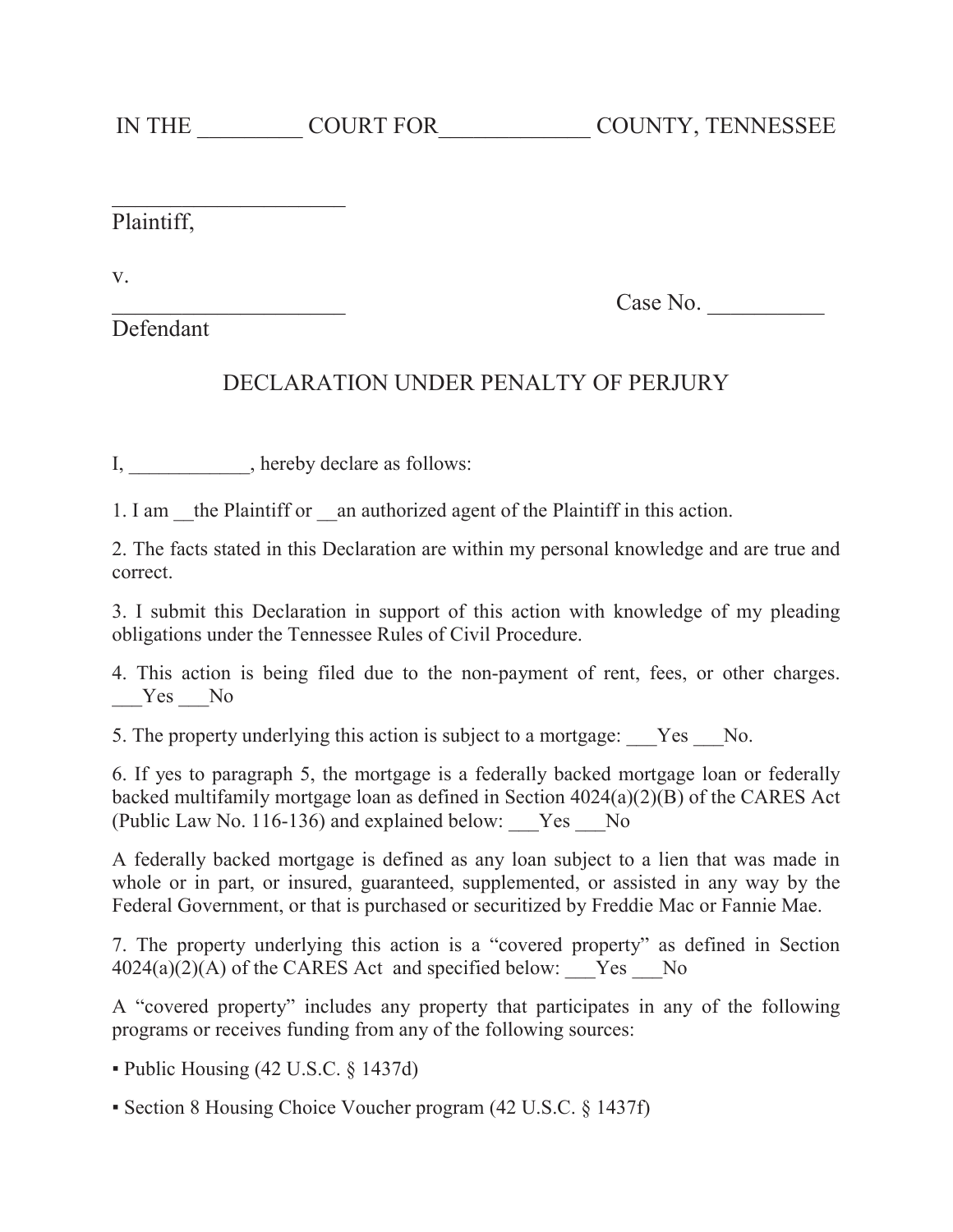IN THE _________ COURT FOR_____________ COUNTY, TENNESSEE

_____________________
Plaintiff,

v.

_____________________ Case No. __________
Defendant

DECLARATION UNDER PENALTY OF PERJURY

I, ____________, hereby declare as follows:

1. I am __the Plaintiff or __an authorized agent of the Plaintiff in this action.

2. The facts stated in this Declaration are within my personal knowledge and are true and correct.

3. I submit this Declaration in support of this action with knowledge of my pleading obligations under the Tennessee Rules of Civil Procedure.

4. This action is being filed due to the non-payment of rent, fees, or other charges. ___Yes ___No

5. The property underlying this action is subject to a mortgage: ___Yes ___No.

6. If yes to paragraph 5, the mortgage is a federally backed mortgage loan or federally backed multifamily mortgage loan as defined in Section 4024(a)(2)(B) of the CARES Act (Public Law No. 116-136) and explained below: ___Yes ___No

A federally backed mortgage is defined as any loan subject to a lien that was made in whole or in part, or insured, guaranteed, supplemented, or assisted in any way by the Federal Government, or that is purchased or securitized by Freddie Mac or Fannie Mae.

7. The property underlying this action is a "covered property" as defined in Section 4024(a)(2)(A) of the CARES Act and specified below: ___Yes ___No

A "covered property" includes any property that participates in any of the following programs or receives funding from any of the following sources:

▪ Public Housing (42 U.S.C. § 1437d)

▪ Section 8 Housing Choice Voucher program (42 U.S.C. § 1437f)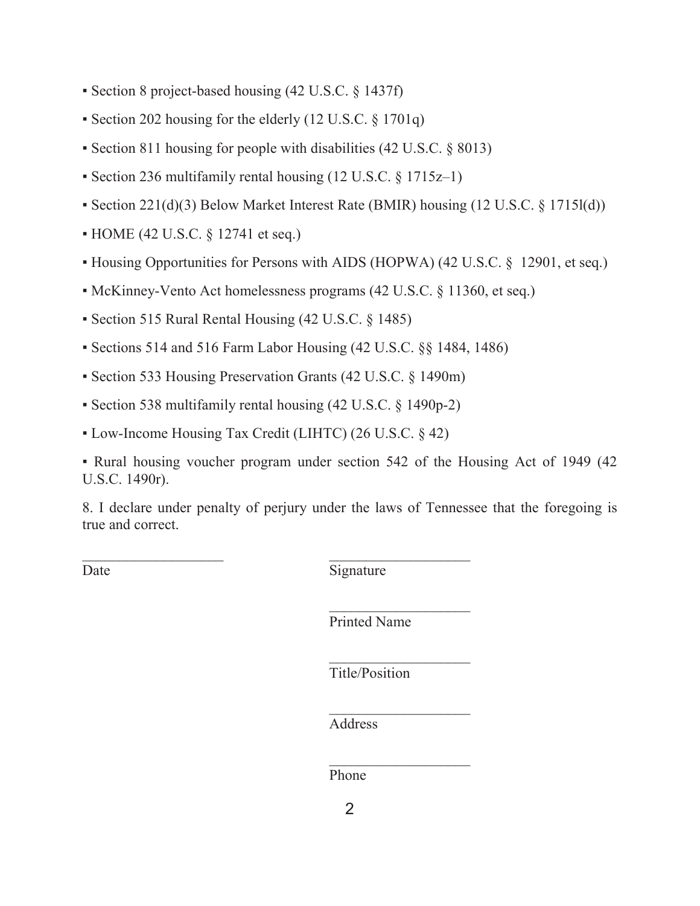- Section 8 project-based housing (42 U.S.C. § 1437f)
- Section 202 housing for the elderly (12 U.S.C. § 1701q)
- Section 811 housing for people with disabilities (42 U.S.C. § 8013)
- Section 236 multifamily rental housing (12 U.S.C. § 1715z–1)
- Section 221(d)(3) Below Market Interest Rate (BMIR) housing (12 U.S.C. § 1715l(d))
- HOME (42 U.S.C. § 12741 et seq.)
- Housing Opportunities for Persons with AIDS (HOPWA) (42 U.S.C. § 12901, et seq.)
- McKinney-Vento Act homelessness programs (42 U.S.C. § 11360, et seq.)
- Section 515 Rural Rental Housing (42 U.S.C. § 1485)
- Sections 514 and 516 Farm Labor Housing (42 U.S.C. §§ 1484, 1486)
- Section 533 Housing Preservation Grants (42 U.S.C. § 1490m)
- Section 538 multifamily rental housing (42 U.S.C. § 1490p-2)
- Low-Income Housing Tax Credit (LIHTC) (26 U.S.C. § 42)
- Rural housing voucher program under section 542 of the Housing Act of 1949 (42 U.S.C. 1490r).

8. I declare under penalty of perjury under the laws of Tennessee that the foregoing is true and correct.

___________________ ___________________
Date Signature

___________________
Printed Name

___________________
Title/Position

___________________
Address

___________________
Phone